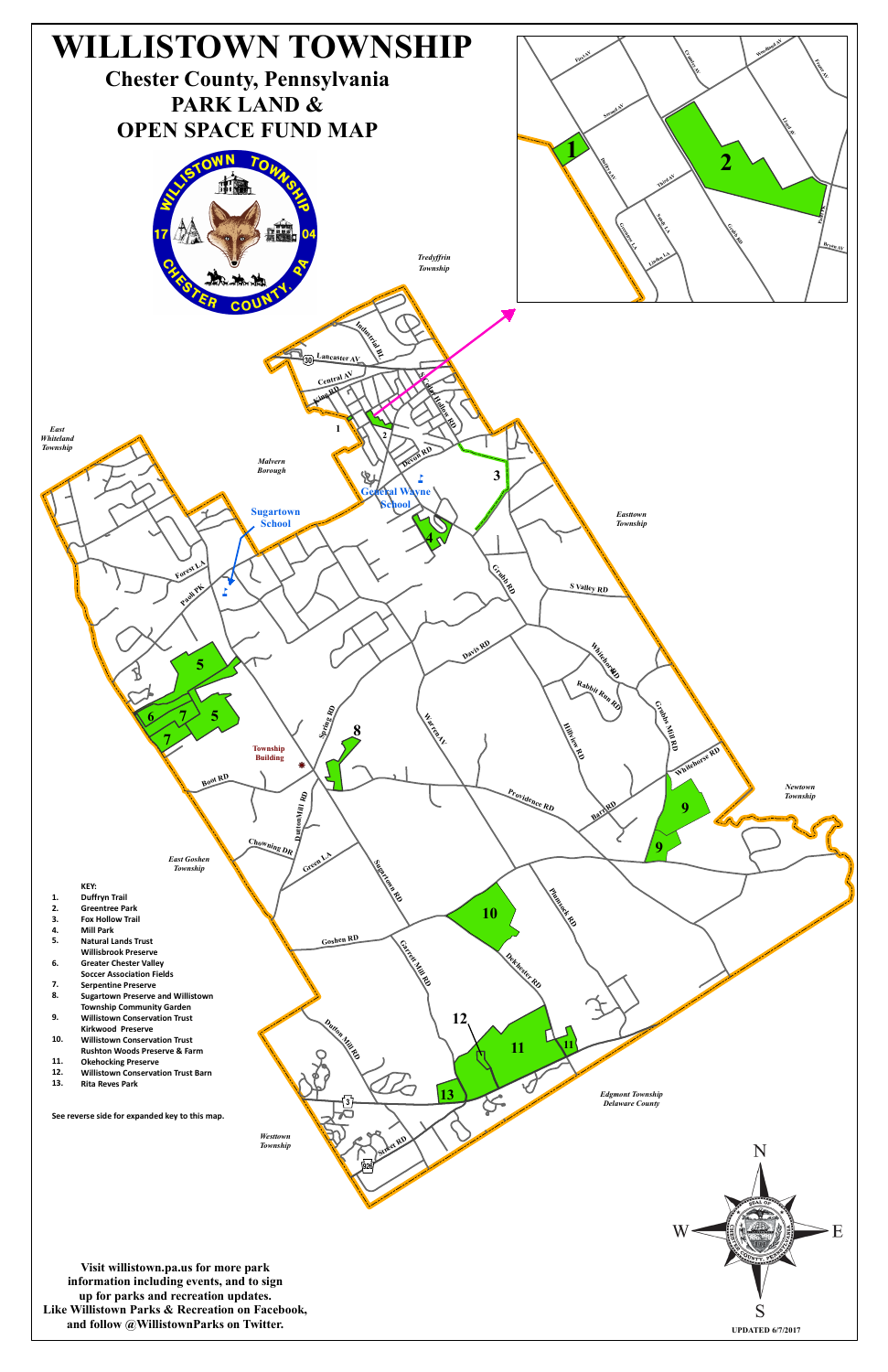# WILLISTOWN TOWNSHIP

## Chester County, Pennsylvania
## PARK LAND & OPEN SPACE FUND MAP

**KEY:**

1. Duffryn Trail
2. Greentree Park
3. Fox Hollow Trail
4. Mill Park
5. Natural Lands Trust Willisbrook Preserve
6. Greater Chester Valley Soccer Association Fields
7. Serpentine Preserve
8. Sugartown Preserve and Willistown Township Community Garden
9. Willistown Conservation Trust Kirkwood Preserve
10. Willistown Conservation Trust Rushton Woods Preserve & Farm
11. Okehocking Preserve
12. Willistown Conservation Trust Barn
13. Rita Reves Park

See reverse side for expanded key to this map.

**Visit willistown.pa.us for more park information including events, and to sign up for parks and recreation updates. Like Willistown Parks & Recreation on Facebook, and follow @WillistownParks on Twitter.**

UPDATED 6/7/2017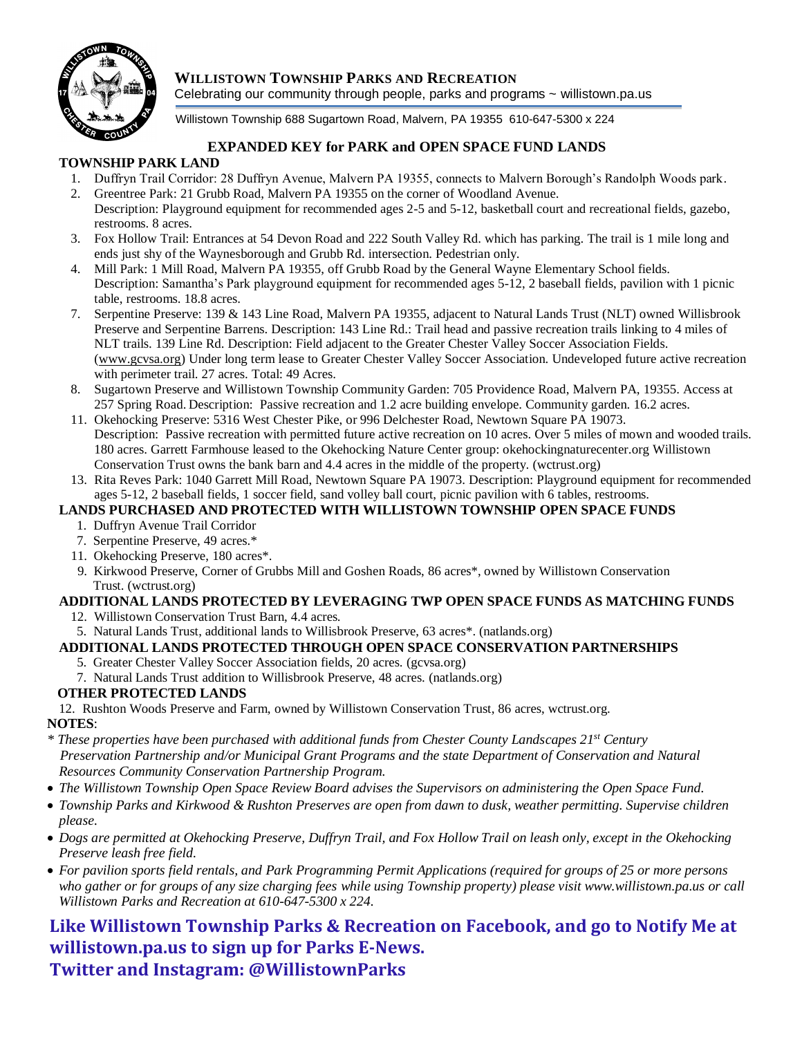**WILLISTOWN TOWNSHIP PARKS AND RECREATION**

Celebrating our community through people, parks and programs ~ willistown.pa.us

Willistown Township 688 Sugartown Road, Malvern, PA 19355 610-647-5300 x 224

## EXPANDED KEY for PARK and OPEN SPACE FUND LANDS

### TOWNSHIP PARK LAND

1. Duffryn Trail Corridor: 28 Duffryn Avenue, Malvern PA 19355, connects to Malvern Borough's Randolph Woods park.
2. Greentree Park: 21 Grubb Road, Malvern PA 19355 on the corner of Woodland Avenue.
   Description: Playground equipment for recommended ages 2-5 and 5-12, basketball court and recreational fields, gazebo, restrooms. 8 acres.
3. Fox Hollow Trail: Entrances at 54 Devon Road and 222 South Valley Rd. which has parking. The trail is 1 mile long and ends just shy of the Waynesborough and Grubb Rd. intersection. Pedestrian only.
4. Mill Park: 1 Mill Road, Malvern PA 19355, off Grubb Road by the General Wayne Elementary School fields.
   Description: Samantha's Park playground equipment for recommended ages 5-12, 2 baseball fields, pavilion with 1 picnic table, restrooms. 18.8 acres.
7. Serpentine Preserve: 139 & 143 Line Road, Malvern PA 19355, adjacent to Natural Lands Trust (NLT) owned Willisbrook Preserve and Serpentine Barrens. Description: 143 Line Rd.: Trail head and passive recreation trails linking to 4 miles of NLT trails. 139 Line Rd. Description: Field adjacent to the Greater Chester Valley Soccer Association Fields. (www.gcvsa.org) Under long term lease to Greater Chester Valley Soccer Association. Undeveloped future active recreation with perimeter trail. 27 acres. Total: 49 Acres.
8. Sugartown Preserve and Willistown Township Community Garden: 705 Providence Road, Malvern PA, 19355. Access at 257 Spring Road. Description: Passive recreation and 1.2 acre building envelope. Community garden. 16.2 acres.
11. Okehocking Preserve: 5316 West Chester Pike, or 996 Delchester Road, Newtown Square PA 19073.
    Description: Passive recreation with permitted future active recreation on 10 acres. Over 5 miles of mown and wooded trails. 180 acres. Garrett Farmhouse leased to the Okehocking Nature Center group: okehockingnaturecenter.org Willistown Conservation Trust owns the bank barn and 4.4 acres in the middle of the property. (wctrust.org)
13. Rita Reves Park: 1040 Garrett Mill Road, Newtown Square PA 19073. Description: Playground equipment for recommended ages 5-12, 2 baseball fields, 1 soccer field, sand volley ball court, picnic pavilion with 6 tables, restrooms.

### LANDS PURCHASED AND PROTECTED WITH WILLISTOWN TOWNSHIP OPEN SPACE FUNDS

1. Duffryn Avenue Trail Corridor
7. Serpentine Preserve, 49 acres.*
11. Okehocking Preserve, 180 acres*.
9. Kirkwood Preserve, Corner of Grubbs Mill and Goshen Roads, 86 acres*, owned by Willistown Conservation Trust. (wctrust.org)

### ADDITIONAL LANDS PROTECTED BY LEVERAGING TWP OPEN SPACE FUNDS AS MATCHING FUNDS

12. Willistown Conservation Trust Barn, 4.4 acres.
5. Natural Lands Trust, additional lands to Willisbrook Preserve, 63 acres*. (natlands.org)

### ADDITIONAL LANDS PROTECTED THROUGH OPEN SPACE CONSERVATION PARTNERSHIPS

5. Greater Chester Valley Soccer Association fields, 20 acres. (gcvsa.org)
7. Natural Lands Trust addition to Willisbrook Preserve, 48 acres. (natlands.org)

### OTHER PROTECTED LANDS

12. Rushton Woods Preserve and Farm, owned by Willistown Conservation Trust, 86 acres, wctrust.org.

**NOTES**:

\* *These properties have been purchased with additional funds from Chester County Landscapes 21st Century Preservation Partnership and/or Municipal Grant Programs and the state Department of Conservation and Natural Resources Community Conservation Partnership Program.*

- *The Willistown Township Open Space Review Board advises the Supervisors on administering the Open Space Fund.*
- *Township Parks and Kirkwood & Rushton Preserves are open from dawn to dusk, weather permitting. Supervise children please.*
- *Dogs are permitted at Okehocking Preserve, Duffryn Trail, and Fox Hollow Trail on leash only, except in the Okehocking Preserve leash free field.*
- *For pavilion sports field rentals, and Park Programming Permit Applications (required for groups of 25 or more persons who gather or for groups of any size charging fees while using Township property) please visit www.willistown.pa.us or call Willistown Parks and Recreation at 610-647-5300 x 224.*

**Like Willistown Township Parks & Recreation on Facebook, and go to Notify Me at willistown.pa.us to sign up for Parks E-News.**

**Twitter and Instagram: @WillistownParks**